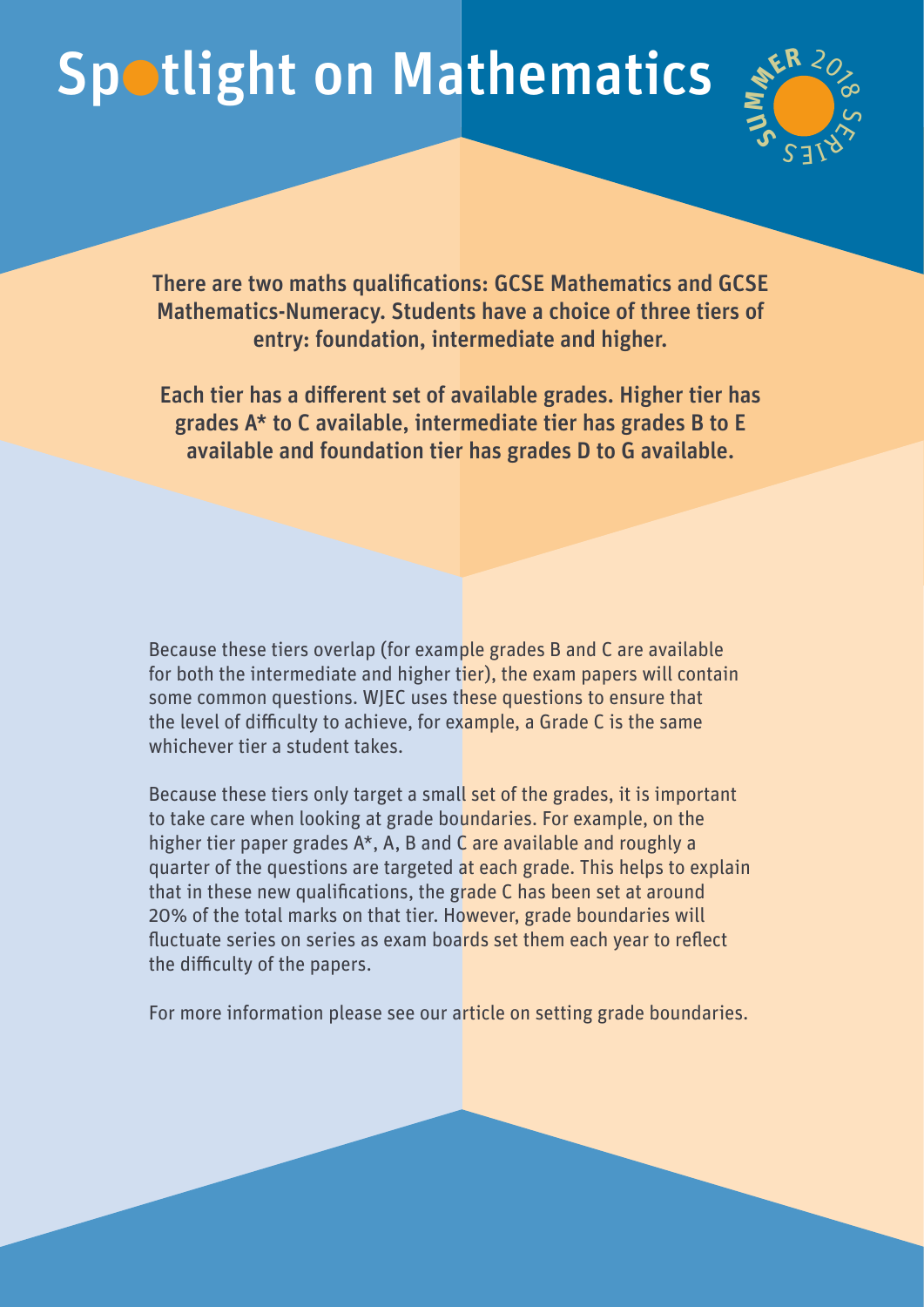# Spotlight on Mathematics

SUMMER 2018 SERIES

**There are two maths qualifications: GCSE Mathematics and GCSE Mathematics-Numeracy. Students have a choice of three tiers of entry: foundation, intermediate and higher.**

**Each tier has a different set of available grades. Higher tier has grades A* to C available, intermediate tier has grades B to E available and foundation tier has grades D to G available.**

Because these tiers overlap (for example grades B and C are available for both the intermediate and higher tier), the exam papers will contain some common questions. WJEC uses these questions to ensure that the level of difficulty to achieve, for example, a Grade C is the same whichever tier a student takes.

Because these tiers only target a small set of the grades, it is important to take care when looking at grade boundaries. For example, on the higher tier paper grades A*, A, B and C are available and roughly a quarter of the questions are targeted at each grade. This helps to explain that in these new qualifications, the grade C has been set at around 20% of the total marks on that tier. However, grade boundaries will fluctuate series on series as exam boards set them each year to reflect the difficulty of the papers.

For more information please see our article on setting grade boundaries.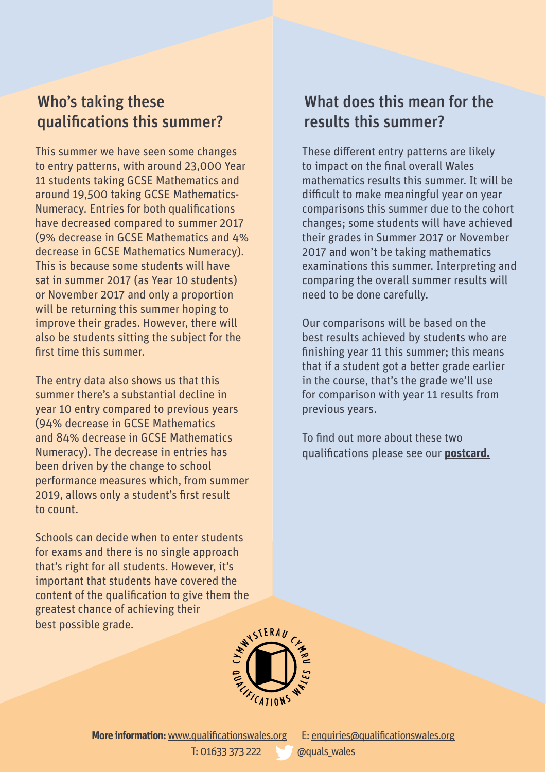## Who's taking these qualifications this summer?

This summer we have seen some changes to entry patterns, with around 23,000 Year 11 students taking GCSE Mathematics and around 19,500 taking GCSE Mathematics-Numeracy. Entries for both qualifications have decreased compared to summer 2017 (9% decrease in GCSE Mathematics and 4% decrease in GCSE Mathematics Numeracy). This is because some students will have sat in summer 2017 (as Year 10 students) or November 2017 and only a proportion will be returning this summer hoping to improve their grades. However, there will also be students sitting the subject for the first time this summer.

The entry data also shows us that this summer there's a substantial decline in year 10 entry compared to previous years (94% decrease in GCSE Mathematics and 84% decrease in GCSE Mathematics Numeracy). The decrease in entries has been driven by the change to school performance measures which, from summer 2019, allows only a student's first result to count.

Schools can decide when to enter students for exams and there is no single approach that's right for all students. However, it's important that students have covered the content of the qualification to give them the greatest chance of achieving their best possible grade.

## What does this mean for the results this summer?

These different entry patterns are likely to impact on the final overall Wales mathematics results this summer. It will be difficult to make meaningful year on year comparisons this summer due to the cohort changes; some students will have achieved their grades in Summer 2017 or November 2017 and won't be taking mathematics examinations this summer. Interpreting and comparing the overall summer results will need to be done carefully.

Our comparisons will be based on the best results achieved by students who are finishing year 11 this summer; this means that if a student got a better grade earlier in the course, that's the grade we'll use for comparison with year 11 results from previous years.

To find out more about these two qualifications please see our **postcard.**

CYMWYSTERAU CYMRU QUALIFICATIONS WALES

**More information:** www.qualificationswales.org E: enquiries@qualificationswales.org

T: 01633 373 222 @quals_wales